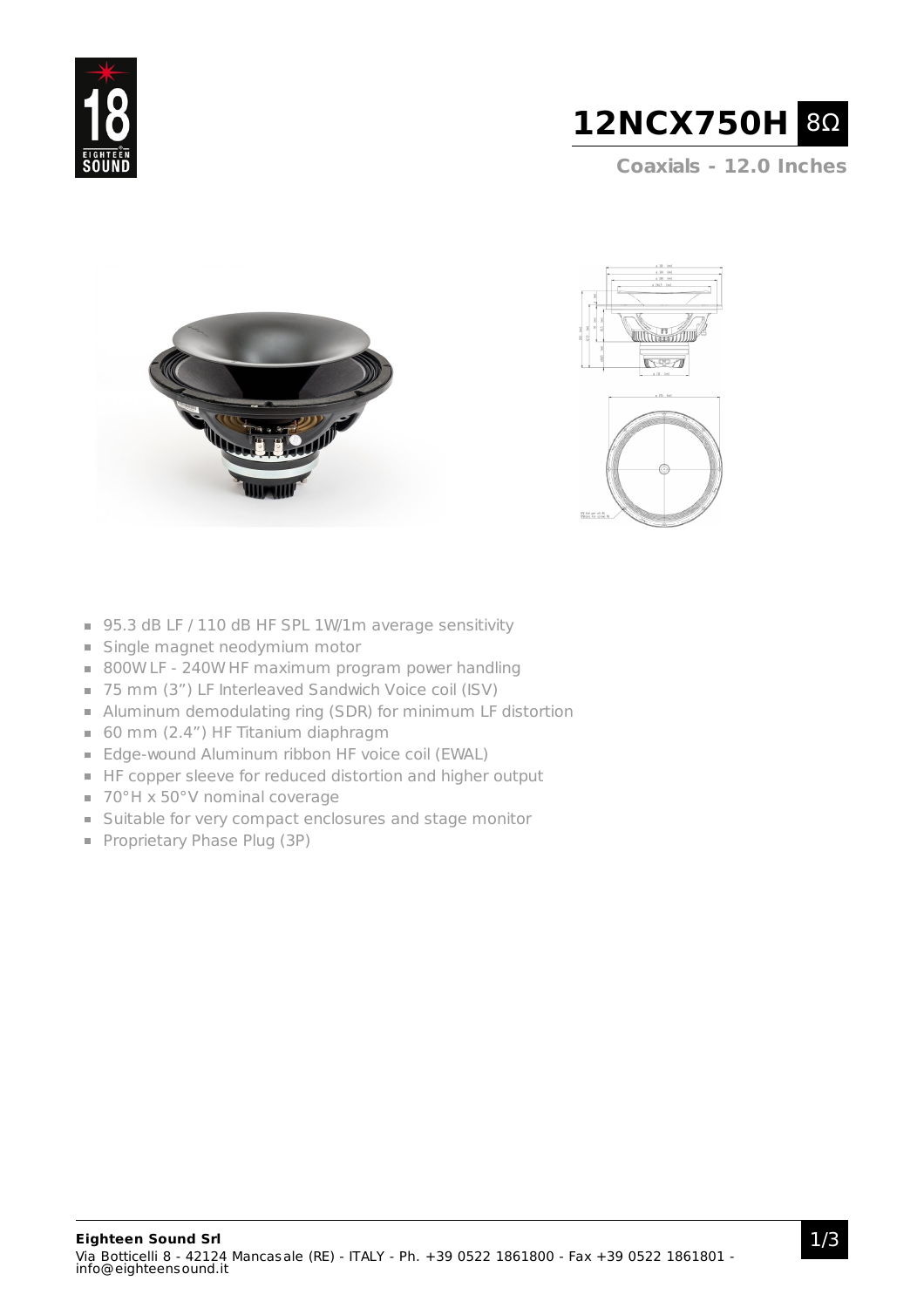# 12NCX750H 8Ω

## Coaxials - 12.0 Inches

- 95.3 dB LF / 110 dB HF SPL 1W/1m average sensitivity
- Single magnet neodymium motor
- 800W LF - 240W HF maximum program power handling
- 75 mm (3”) LF Interleaved Sandwich Voice coil (ISV)
- Aluminum demodulating ring (SDR) for minimum LF distortion
- 60 mm (2.4”) HF Titanium diaphragm
- Edge-wound Aluminum ribbon HF voice coil (EWAL)
- HF copper sleeve for reduced distortion and higher output
- 70°H x 50°V nominal coverage
- Suitable for very compact enclosures and stage monitor
- Proprietary Phase Plug (3P)

**Eighteen Sound Srl**
Via Botticelli 8 - 42124 Mancasale (RE) - ITALY - Ph. +39 0522 1861800 - Fax +39 0522 1861801 - info@eighteensound.it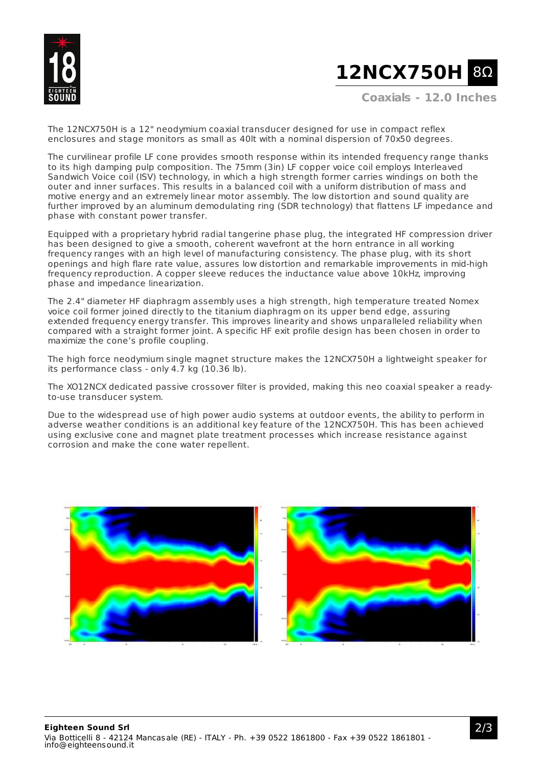The 12NCX750H is a 12" neodymium coaxial transducer designed for use in compact reflex enclosures and stage monitors as small as 40lt with a nominal dispersion of 70x50 degrees.

The curvilinear profile LF cone provides smooth response within its intended frequency range thanks to its high damping pulp composition. The 75mm (3in) LF copper voice coil employs Interleaved Sandwich Voice coil (ISV) technology, in which a high strength former carries windings on both the outer and inner surfaces. This results in a balanced coil with a uniform distribution of mass and motive energy and an extremely linear motor assembly. The low distortion and sound quality are further improved by an aluminum demodulating ring (SDR technology) that flattens LF impedance and phase with constant power transfer.

Equipped with a proprietary hybrid radial tangerine phase plug, the integrated HF compression driver has been designed to give a smooth, coherent wavefront at the horn entrance in all working frequency ranges with an high level of manufacturing consistency. The phase plug, with its short openings and high flare rate value, assures low distortion and remarkable improvements in mid-high frequency reproduction. A copper sleeve reduces the inductance value above 10kHz, improving phase and impedance linearization.

The 2.4" diameter HF diaphragm assembly uses a high strength, high temperature treated Nomex voice coil former joined directly to the titanium diaphragm on its upper bend edge, assuring extended frequency energy transfer. This improves linearity and shows unparalleled reliability when compared with a straight former joint. A specific HF exit profile design has been chosen in order to maximize the cone's profile coupling.

The high force neodymium single magnet structure makes the 12NCX750H a lightweight speaker for its performance class - only 4.7 kg (10.36 lb).

The XO12NCX dedicated passive crossover filter is provided, making this neo coaxial speaker a ready-to-use transducer system.

Due to the widespread use of high power audio systems at outdoor events, the ability to perform in adverse weather conditions is an additional key feature of the 12NCX750H. This has been achieved using exclusive cone and magnet plate treatment processes which increase resistance against corrosion and make the cone water repellent.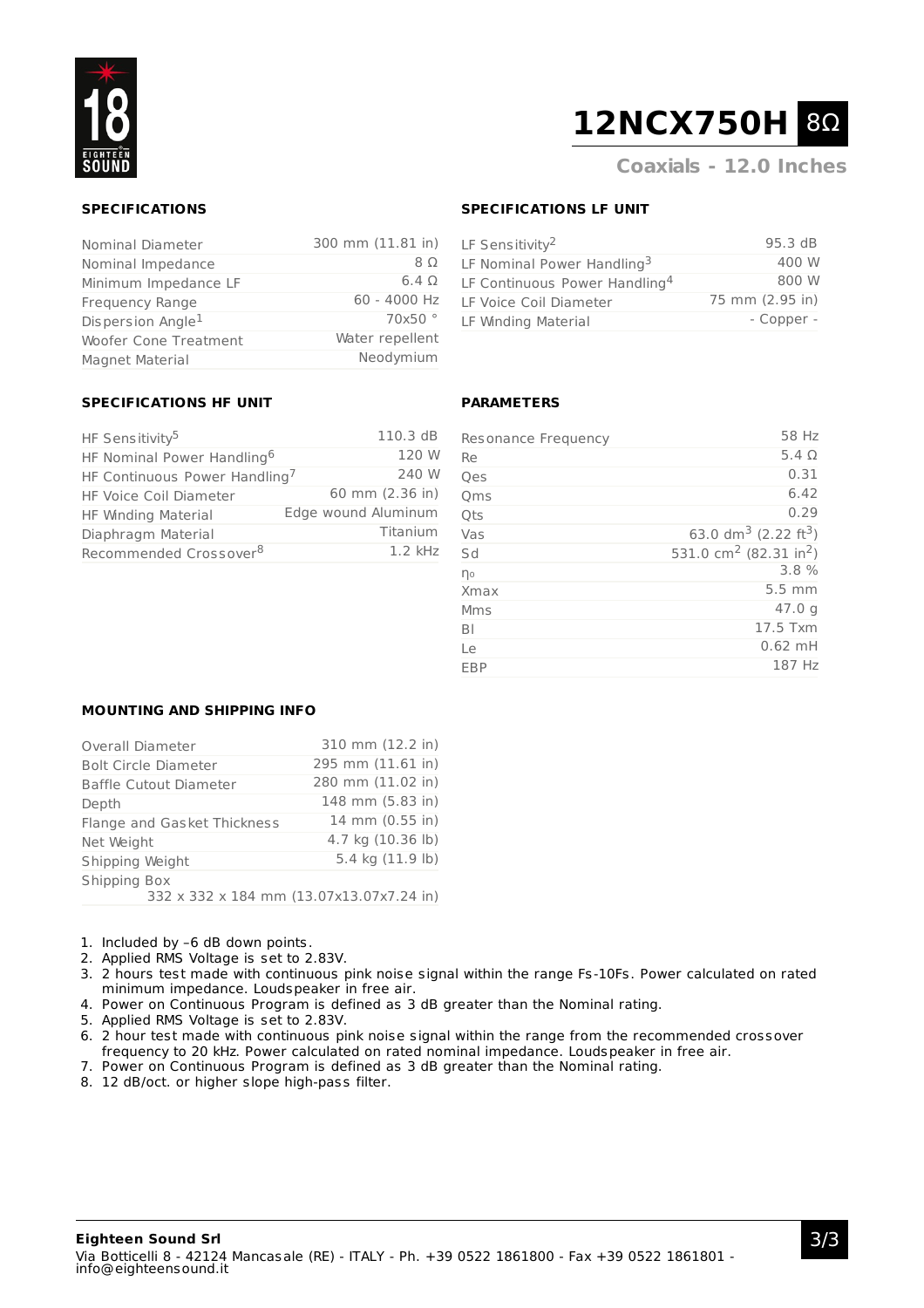# 12NCX750H 8Ω

Coaxials - 12.0 Inches

## SPECIFICATIONS

| | |
|---|---|
| Nominal Diameter | 300 mm (11.81 in) |
| Nominal Impedance | 8 Ω |
| Minimum Impedance LF | 6.4 Ω |
| Frequency Range | 60 - 4000 Hz |
| Dispersion Angle[1] | 70x50 ° |
| Woofer Cone Treatment | Water repellent |
| Magnet Material | Neodymium |

## SPECIFICATIONS LF UNIT

| | |
|---|---|
| LF Sensitivity[2] | 95.3 dB |
| LF Nominal Power Handling[3] | 400 W |
| LF Continuous Power Handling[4] | 800 W |
| LF Voice Coil Diameter | 75 mm (2.95 in) |
| LF Winding Material | - Copper - |

## SPECIFICATIONS HF UNIT

| | |
|---|---|
| HF Sensitivity[5] | 110.3 dB |
| HF Nominal Power Handling[6] | 120 W |
| HF Continuous Power Handling[7] | 240 W |
| HF Voice Coil Diameter | 60 mm (2.36 in) |
| HF Winding Material | Edge wound Aluminum |
| Diaphragm Material | Titanium |
| Recommended Crossover[8] | 1.2 kHz |

## PARAMETERS

| | |
|---|---|
| Resonance Frequency | 58 Hz |
| Re | 5.4 Ω |
| Qes | 0.31 |
| Qms | 6.42 |
| Qts | 0.29 |
| Vas | 63.0 $dm^3$ (2.22 $ft^3$) |
| Sd | 531.0 $cm^2$ (82.31 $in^2$) |
| $\eta_0$ | 3.8 % |
| Xmax | 5.5 mm |
| Mms | 47.0 g |
| Bl | 17.5 Txm |
| Le | 0.62 mH |
| EBP | 187 Hz |

## MOUNTING AND SHIPPING INFO

| | |
|---|---|
| Overall Diameter | 310 mm (12.2 in) |
| Bolt Circle Diameter | 295 mm (11.61 in) |
| Baffle Cutout Diameter | 280 mm (11.02 in) |
| Depth | 148 mm (5.83 in) |
| Flange and Gasket Thickness | 14 mm (0.55 in) |
| Net Weight | 4.7 kg (10.36 lb) |
| Shipping Weight | 5.4 kg (11.9 lb) |
| Shipping Box | 332 x 332 x 184 mm (13.07x13.07x7.24 in) |

1. Included by –6 dB down points.
2. Applied RMS Voltage is set to 2.83V.
3. 2 hours test made with continuous pink noise signal within the range Fs-10Fs. Power calculated on rated minimum impedance. Loudspeaker in free air.
4. Power on Continuous Program is defined as 3 dB greater than the Nominal rating.
5. Applied RMS Voltage is set to 2.83V.
6. 2 hour test made with continuous pink noise signal within the range from the recommended crossover frequency to 20 kHz. Power calculated on rated nominal impedance. Loudspeaker in free air.
7. Power on Continuous Program is defined as 3 dB greater than the Nominal rating.
8. 12 dB/oct. or higher slope high-pass filter.

**Eighteen Sound Srl**
Via Botticelli 8 - 42124 Mancasale (RE) - ITALY - Ph. +39 0522 1861800 - Fax +39 0522 1861801 - info@eighteensound.it